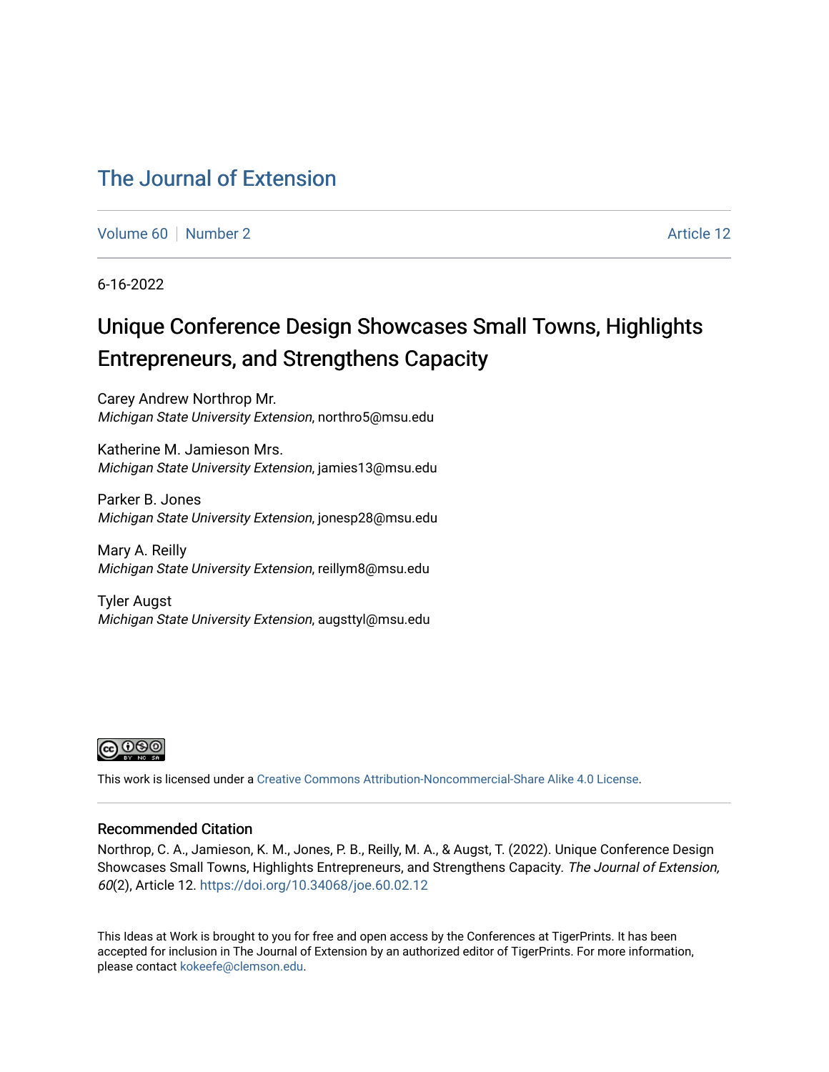# The Journal of Extension

Volume 60 | Number 2 | Article 12

6-16-2022

## Unique Conference Design Showcases Small Towns, Highlights Entrepreneurs, and Strengthens Capacity

Carey Andrew Northrop Mr.
*Michigan State University Extension*, northro5@msu.edu

Katherine M. Jamieson Mrs.
*Michigan State University Extension*, jamies13@msu.edu

Parker B. Jones
*Michigan State University Extension*, jonesp28@msu.edu

Mary A. Reilly
*Michigan State University Extension*, reillym8@msu.edu

Tyler Augst
*Michigan State University Extension*, augsttyl@msu.edu

This work is licensed under a Creative Commons Attribution-Noncommercial-Share Alike 4.0 License.

### Recommended Citation

Northrop, C. A., Jamieson, K. M., Jones, P. B., Reilly, M. A., & Augst, T. (2022). Unique Conference Design Showcases Small Towns, Highlights Entrepreneurs, and Strengthens Capacity. *The Journal of Extension, 60*(2), Article 12. https://doi.org/10.34068/joe.60.02.12

This Ideas at Work is brought to you for free and open access by the Conferences at TigerPrints. It has been accepted for inclusion in The Journal of Extension by an authorized editor of TigerPrints. For more information, please contact kokeefe@clemson.edu.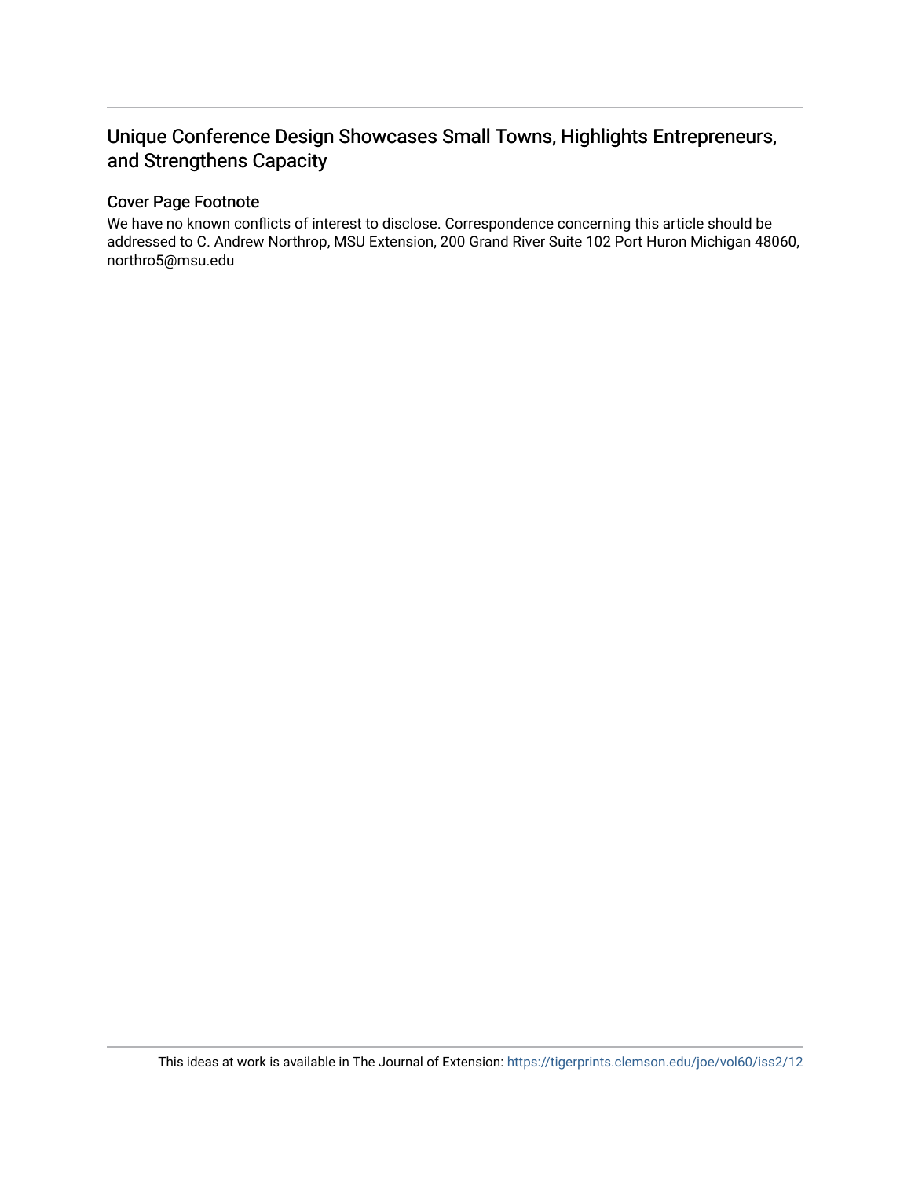# Unique Conference Design Showcases Small Towns, Highlights Entrepreneurs, and Strengthens Capacity

## Cover Page Footnote

We have no known conflicts of interest to disclose. Correspondence concerning this article should be addressed to C. Andrew Northrop, MSU Extension, 200 Grand River Suite 102 Port Huron Michigan 48060, northro5@msu.edu

This ideas at work is available in The Journal of Extension: https://tigerprints.clemson.edu/joe/vol60/iss2/12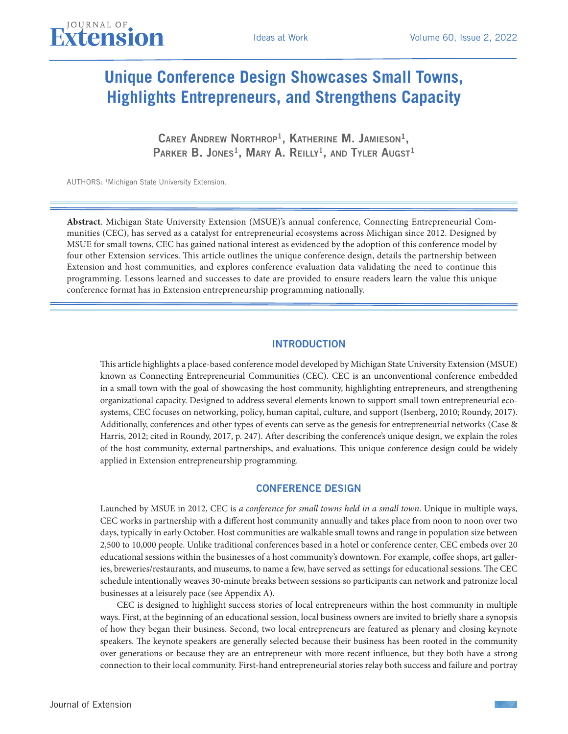# Unique Conference Design Showcases Small Towns, Highlights Entrepreneurs, and Strengthens Capacity

**Carey Andrew Northrop[1], Katherine M. Jamieson[1], Parker B. Jones[1], Mary A. Reilly[1], and Tyler Augst[1]**

AUTHORS: [1]Michigan State University Extension.

**Abstract**. Michigan State University Extension (MSUE)'s annual conference, Connecting Entrepreneurial Communities (CEC), has served as a catalyst for entrepreneurial ecosystems across Michigan since 2012. Designed by MSUE for small towns, CEC has gained national interest as evidenced by the adoption of this conference model by four other Extension services. This article outlines the unique conference design, details the partnership between Extension and host communities, and explores conference evaluation data validating the need to continue this programming. Lessons learned and successes to date are provided to ensure readers learn the value this unique conference format has in Extension entrepreneurship programming nationally.

## INTRODUCTION

This article highlights a place-based conference model developed by Michigan State University Extension (MSUE) known as Connecting Entrepreneurial Communities (CEC). CEC is an unconventional conference embedded in a small town with the goal of showcasing the host community, highlighting entrepreneurs, and strengthening organizational capacity. Designed to address several elements known to support small town entrepreneurial ecosystems, CEC focuses on networking, policy, human capital, culture, and support (Isenberg, 2010; Roundy, 2017). Additionally, conferences and other types of events can serve as the genesis for entrepreneurial networks (Case & Harris, 2012; cited in Roundy, 2017, p. 247). After describing the conference's unique design, we explain the roles of the host community, external partnerships, and evaluations. This unique conference design could be widely applied in Extension entrepreneurship programming.

## CONFERENCE DESIGN

Launched by MSUE in 2012, CEC is *a conference for small towns held in a small town*. Unique in multiple ways, CEC works in partnership with a different host community annually and takes place from noon to noon over two days, typically in early October. Host communities are walkable small towns and range in population size between 2,500 to 10,000 people. Unlike traditional conferences based in a hotel or conference center, CEC embeds over 20 educational sessions within the businesses of a host community's downtown. For example, coffee shops, art galleries, breweries/restaurants, and museums, to name a few, have served as settings for educational sessions. The CEC schedule intentionally weaves 30-minute breaks between sessions so participants can network and patronize local businesses at a leisurely pace (see Appendix A).

CEC is designed to highlight success stories of local entrepreneurs within the host community in multiple ways. First, at the beginning of an educational session, local business owners are invited to briefly share a synopsis of how they began their business. Second, two local entrepreneurs are featured as plenary and closing keynote speakers. The keynote speakers are generally selected because their business has been rooted in the community over generations or because they are an entrepreneur with more recent influence, but they both have a strong connection to their local community. First-hand entrepreneurial stories relay both success and failure and portray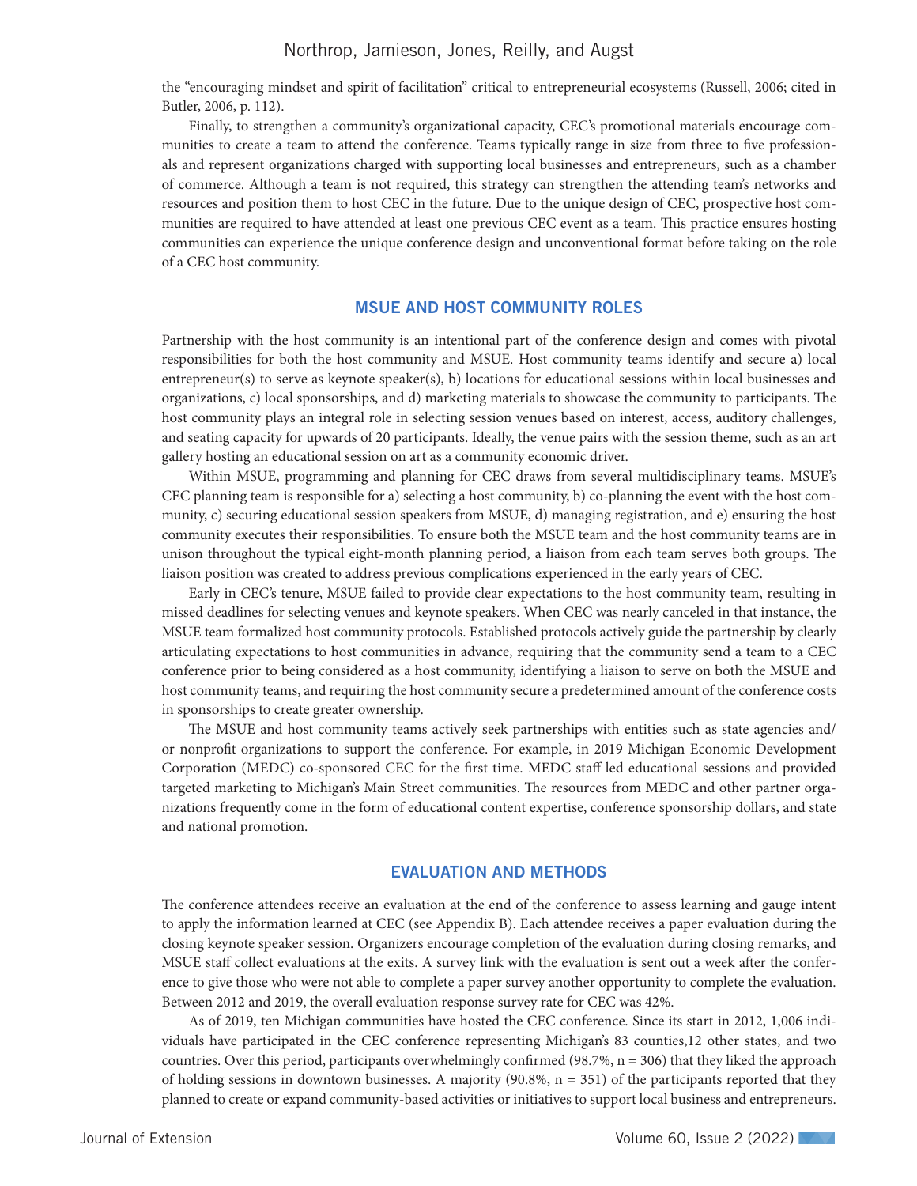the "encouraging mindset and spirit of facilitation" critical to entrepreneurial ecosystems (Russell, 2006; cited in Butler, 2006, p. 112).

Finally, to strengthen a community's organizational capacity, CEC's promotional materials encourage communities to create a team to attend the conference. Teams typically range in size from three to five professionals and represent organizations charged with supporting local businesses and entrepreneurs, such as a chamber of commerce. Although a team is not required, this strategy can strengthen the attending team's networks and resources and position them to host CEC in the future. Due to the unique design of CEC, prospective host communities are required to have attended at least one previous CEC event as a team. This practice ensures hosting communities can experience the unique conference design and unconventional format before taking on the role of a CEC host community.

## MSUE AND HOST COMMUNITY ROLES

Partnership with the host community is an intentional part of the conference design and comes with pivotal responsibilities for both the host community and MSUE. Host community teams identify and secure a) local entrepreneur(s) to serve as keynote speaker(s), b) locations for educational sessions within local businesses and organizations, c) local sponsorships, and d) marketing materials to showcase the community to participants. The host community plays an integral role in selecting session venues based on interest, access, auditory challenges, and seating capacity for upwards of 20 participants. Ideally, the venue pairs with the session theme, such as an art gallery hosting an educational session on art as a community economic driver.

Within MSUE, programming and planning for CEC draws from several multidisciplinary teams. MSUE's CEC planning team is responsible for a) selecting a host community, b) co-planning the event with the host community, c) securing educational session speakers from MSUE, d) managing registration, and e) ensuring the host community executes their responsibilities. To ensure both the MSUE team and the host community teams are in unison throughout the typical eight-month planning period, a liaison from each team serves both groups. The liaison position was created to address previous complications experienced in the early years of CEC.

Early in CEC's tenure, MSUE failed to provide clear expectations to the host community team, resulting in missed deadlines for selecting venues and keynote speakers. When CEC was nearly canceled in that instance, the MSUE team formalized host community protocols. Established protocols actively guide the partnership by clearly articulating expectations to host communities in advance, requiring that the community send a team to a CEC conference prior to being considered as a host community, identifying a liaison to serve on both the MSUE and host community teams, and requiring the host community secure a predetermined amount of the conference costs in sponsorships to create greater ownership.

The MSUE and host community teams actively seek partnerships with entities such as state agencies and/or nonprofit organizations to support the conference. For example, in 2019 Michigan Economic Development Corporation (MEDC) co-sponsored CEC for the first time. MEDC staff led educational sessions and provided targeted marketing to Michigan's Main Street communities. The resources from MEDC and other partner organizations frequently come in the form of educational content expertise, conference sponsorship dollars, and state and national promotion.

## EVALUATION AND METHODS

The conference attendees receive an evaluation at the end of the conference to assess learning and gauge intent to apply the information learned at CEC (see Appendix B). Each attendee receives a paper evaluation during the closing keynote speaker session. Organizers encourage completion of the evaluation during closing remarks, and MSUE staff collect evaluations at the exits. A survey link with the evaluation is sent out a week after the conference to give those who were not able to complete a paper survey another opportunity to complete the evaluation. Between 2012 and 2019, the overall evaluation response survey rate for CEC was 42%.

As of 2019, ten Michigan communities have hosted the CEC conference. Since its start in 2012, 1,006 individuals have participated in the CEC conference representing Michigan's 83 counties,12 other states, and two countries. Over this period, participants overwhelmingly confirmed (98.7%, n = 306) that they liked the approach of holding sessions in downtown businesses. A majority (90.8%, n = 351) of the participants reported that they planned to create or expand community-based activities or initiatives to support local business and entrepreneurs.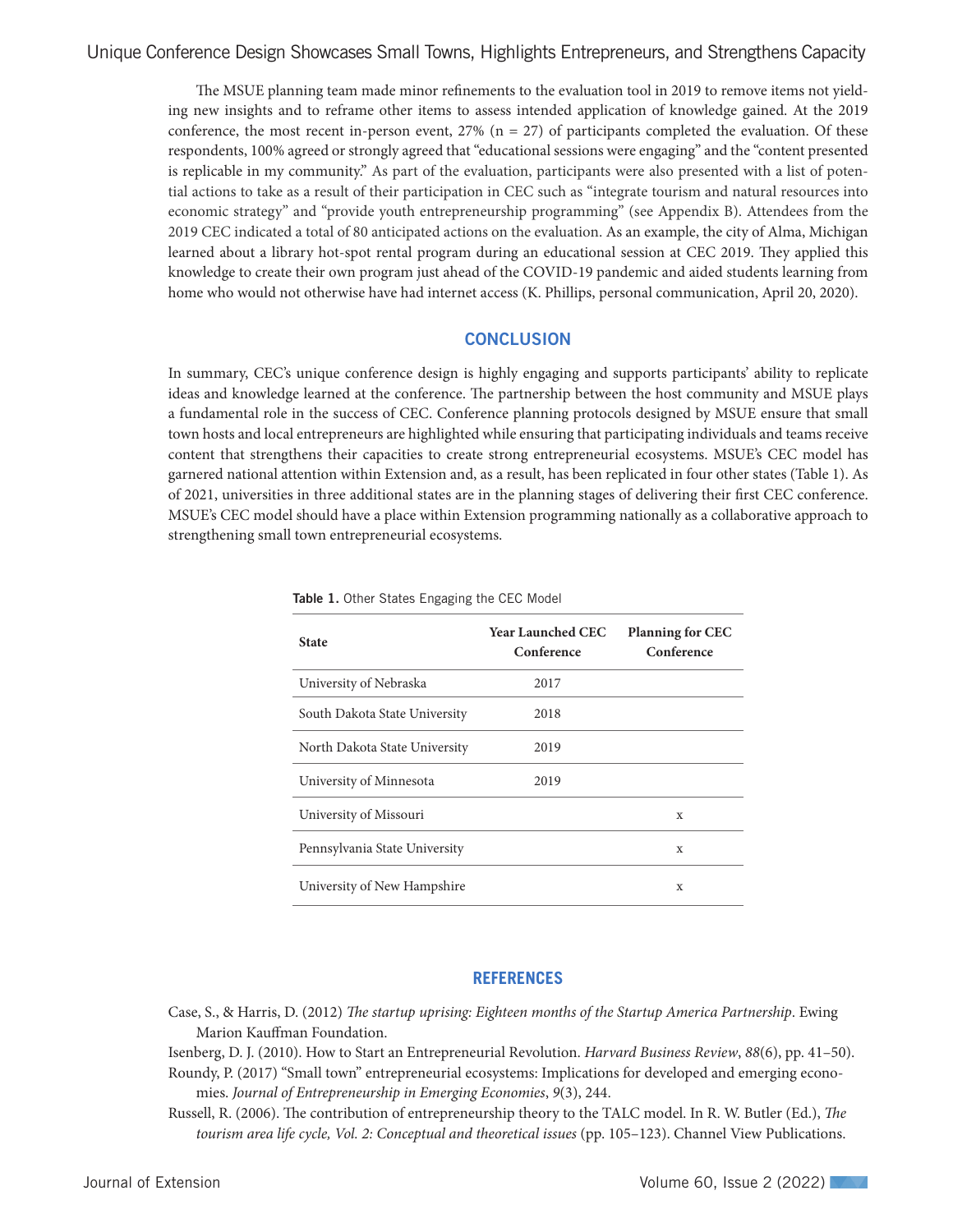The MSUE planning team made minor refinements to the evaluation tool in 2019 to remove items not yielding new insights and to reframe other items to assess intended application of knowledge gained. At the 2019 conference, the most recent in-person event, 27% (n = 27) of participants completed the evaluation. Of these respondents, 100% agreed or strongly agreed that "educational sessions were engaging" and the "content presented is replicable in my community." As part of the evaluation, participants were also presented with a list of potential actions to take as a result of their participation in CEC such as "integrate tourism and natural resources into economic strategy" and "provide youth entrepreneurship programming" (see Appendix B). Attendees from the 2019 CEC indicated a total of 80 anticipated actions on the evaluation. As an example, the city of Alma, Michigan learned about a library hot-spot rental program during an educational session at CEC 2019. They applied this knowledge to create their own program just ahead of the COVID-19 pandemic and aided students learning from home who would not otherwise have had internet access (K. Phillips, personal communication, April 20, 2020).

## CONCLUSION

In summary, CEC's unique conference design is highly engaging and supports participants' ability to replicate ideas and knowledge learned at the conference. The partnership between the host community and MSUE plays a fundamental role in the success of CEC. Conference planning protocols designed by MSUE ensure that small town hosts and local entrepreneurs are highlighted while ensuring that participating individuals and teams receive content that strengthens their capacities to create strong entrepreneurial ecosystems. MSUE's CEC model has garnered national attention within Extension and, as a result, has been replicated in four other states (Table 1). As of 2021, universities in three additional states are in the planning stages of delivering their first CEC conference. MSUE's CEC model should have a place within Extension programming nationally as a collaborative approach to strengthening small town entrepreneurial ecosystems.

**Table 1.** Other States Engaging the CEC Model

| State | Year Launched CEC Conference | Planning for CEC Conference |
| --- | --- | --- |
| University of Nebraska | 2017 | |
| South Dakota State University | 2018 | |
| North Dakota State University | 2019 | |
| University of Minnesota | 2019 | |
| University of Missouri | | x |
| Pennsylvania State University | | x |
| University of New Hampshire | | x |

## REFERENCES

Case, S., & Harris, D. (2012) *The startup uprising: Eighteen months of the Startup America Partnership*. Ewing Marion Kauffman Foundation.

Isenberg, D. J. (2010). How to Start an Entrepreneurial Revolution. *Harvard Business Review*, *88*(6), pp. 41–50).

Roundy, P. (2017) "Small town" entrepreneurial ecosystems: Implications for developed and emerging economies. *Journal of Entrepreneurship in Emerging Economies*, *9*(3), 244.

Russell, R. (2006). The contribution of entrepreneurship theory to the TALC model. In R. W. Butler (Ed.), *The tourism area life cycle, Vol. 2: Conceptual and theoretical issues* (pp. 105–123). Channel View Publications.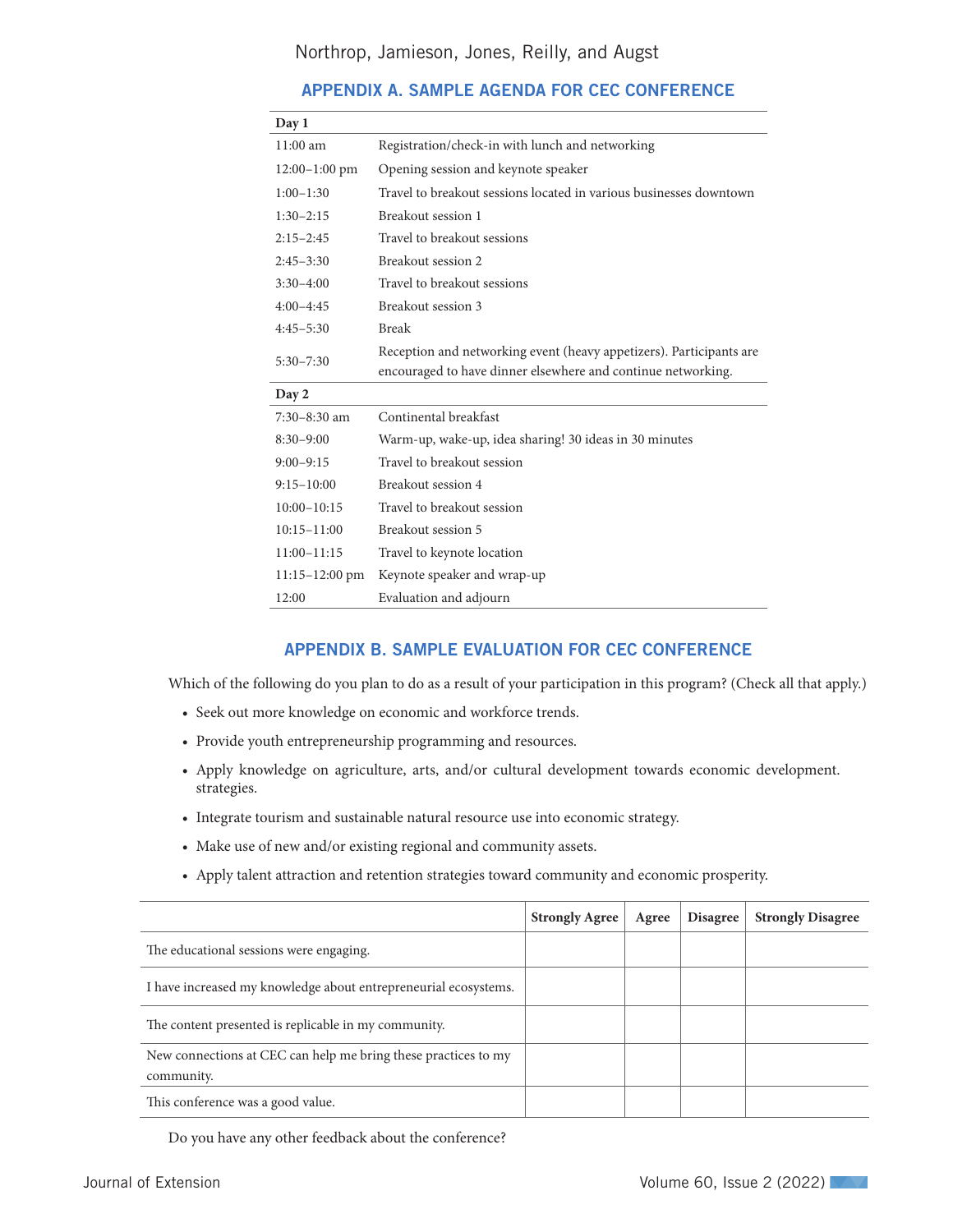## APPENDIX A. SAMPLE AGENDA FOR CEC CONFERENCE

| | |
|---|---|
| **Day 1** | |
| 11:00 am | Registration/check-in with lunch and networking |
| 12:00–1:00 pm | Opening session and keynote speaker |
| 1:00–1:30 | Travel to breakout sessions located in various businesses downtown |
| 1:30–2:15 | Breakout session 1 |
| 2:15–2:45 | Travel to breakout sessions |
| 2:45–3:30 | Breakout session 2 |
| 3:30–4:00 | Travel to breakout sessions |
| 4:00–4:45 | Breakout session 3 |
| 4:45–5:30 | Break |
| 5:30–7:30 | Reception and networking event (heavy appetizers). Participants are encouraged to have dinner elsewhere and continue networking. |
| **Day 2** | |
| 7:30–8:30 am | Continental breakfast |
| 8:30–9:00 | Warm-up, wake-up, idea sharing! 30 ideas in 30 minutes |
| 9:00–9:15 | Travel to breakout session |
| 9:15–10:00 | Breakout session 4 |
| 10:00–10:15 | Travel to breakout session |
| 10:15–11:00 | Breakout session 5 |
| 11:00–11:15 | Travel to keynote location |
| 11:15–12:00 pm | Keynote speaker and wrap-up |
| 12:00 | Evaluation and adjourn |

## APPENDIX B. SAMPLE EVALUATION FOR CEC CONFERENCE

Which of the following do you plan to do as a result of your participation in this program? (Check all that apply.)

- Seek out more knowledge on economic and workforce trends.
- Provide youth entrepreneurship programming and resources.
- Apply knowledge on agriculture, arts, and/or cultural development towards economic development. strategies.
- Integrate tourism and sustainable natural resource use into economic strategy.
- Make use of new and/or existing regional and community assets.
- Apply talent attraction and retention strategies toward community and economic prosperity.

| | Strongly Agree | Agree | Disagree | Strongly Disagree |
|---|---|---|---|---|
| The educational sessions were engaging. | | | | |
| I have increased my knowledge about entrepreneurial ecosystems. | | | | |
| The content presented is replicable in my community. | | | | |
| New connections at CEC can help me bring these practices to my community. | | | | |
| This conference was a good value. | | | | |

Do you have any other feedback about the conference?